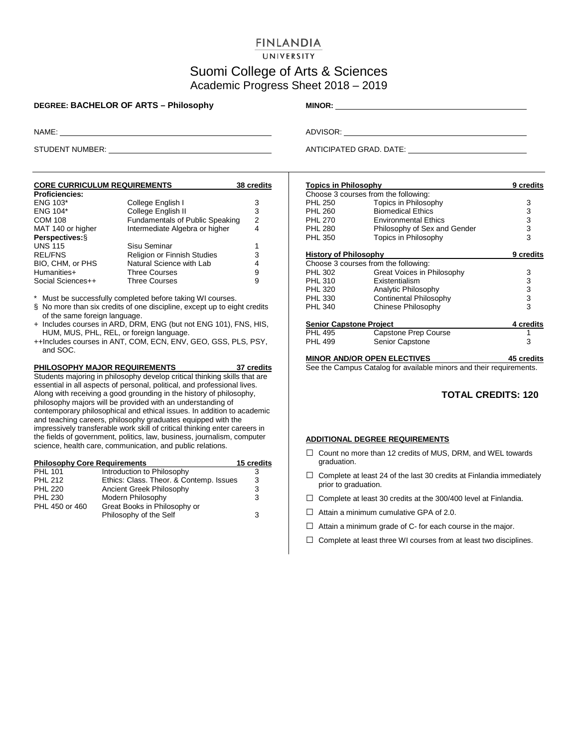# FINLANDIA UNIVERSITY

## Suomi College of Arts & Sciences
### Academic Progress Sheet 2018 – 2019

**DEGREE: BACHELOR OF ARTS – Philosophy**

**MINOR:** ____________________

NAME: ____________________

ADVISOR: ____________________

STUDENT NUMBER: ____________________

ANTICIPATED GRAD. DATE: ____________________

### CORE CURRICULUM REQUIREMENTS — 38 credits

| Course | Title | Credits |
|---|---|---|
| **Proficiencies:** | | |
| ENG 103* | College English I | 3 |
| ENG 104* | College English II | 3 |
| COM 108 | Fundamentals of Public Speaking | 2 |
| MAT 140 or higher | Intermediate Algebra or higher | 4 |
| **Perspectives:**§ | | |
| UNS 115 | Sisu Seminar | 1 |
| REL/FNS | Religion or Finnish Studies | 3 |
| BIO, CHM, or PHS | Natural Science with Lab | 4 |
| Humanities+ | Three Courses | 9 |
| Social Sciences++ | Three Courses | 9 |

\* Must be successfully completed before taking WI courses.

§ No more than six credits of one discipline, except up to eight credits of the same foreign language.

\+ Includes courses in ARD, DRM, ENG (but not ENG 101), FNS, HIS, HUM, MUS, PHL, REL, or foreign language.

++Includes courses in ANT, COM, ECN, ENV, GEO, GSS, PLS, PSY, and SOC.

### PHILOSOPHY MAJOR REQUIREMENTS — 37 credits

Students majoring in philosophy develop critical thinking skills that are essential in all aspects of personal, political, and professional lives. Along with receiving a good grounding in the history of philosophy, philosophy majors will be provided with an understanding of contemporary philosophical and ethical issues. In addition to academic and teaching careers, philosophy graduates equipped with the impressively transferable work skill of critical thinking enter careers in the fields of government, politics, law, business, journalism, computer science, health care, communication, and public relations.

#### Philosophy Core Requirements — 15 credits

| Course | Title | Credits |
|---|---|---|
| PHL 101 | Introduction to Philosophy | 3 |
| PHL 212 | Ethics: Class. Theor. & Contemp. Issues | 3 |
| PHL 220 | Ancient Greek Philosophy | 3 |
| PHL 230 | Modern Philosophy | 3 |
| PHL 450 or 460 | Great Books in Philosophy or Philosophy of the Self | 3 |

#### Topics in Philosophy — 9 credits

Choose 3 courses from the following:

| Course | Title | Credits |
|---|---|---|
| PHL 250 | Topics in Philosophy | 3 |
| PHL 260 | Biomedical Ethics | 3 |
| PHL 270 | Environmental Ethics | 3 |
| PHL 280 | Philosophy of Sex and Gender | 3 |
| PHL 350 | Topics in Philosophy | 3 |

#### History of Philosophy — 9 credits

Choose 3 courses from the following:

| Course | Title | Credits |
|---|---|---|
| PHL 302 | Great Voices in Philosophy | 3 |
| PHL 310 | Existentialism | 3 |
| PHL 320 | Analytic Philosophy | 3 |
| PHL 330 | Continental Philosophy | 3 |
| PHL 340 | Chinese Philosophy | 3 |

#### Senior Capstone Project — 4 credits

| Course | Title | Credits |
|---|---|---|
| PHL 495 | Capstone Prep Course | 1 |
| PHL 499 | Senior Capstone | 3 |

### MINOR AND/OR OPEN ELECTIVES — 45 credits

See the Campus Catalog for available minors and their requirements.

**TOTAL CREDITS: 120**

### ADDITIONAL DEGREE REQUIREMENTS

- ☐ Count no more than 12 credits of MUS, DRM, and WEL towards graduation.
- ☐ Complete at least 24 of the last 30 credits at Finlandia immediately prior to graduation.
- ☐ Complete at least 30 credits at the 300/400 level at Finlandia.
- ☐ Attain a minimum cumulative GPA of 2.0.
- ☐ Attain a minimum grade of C- for each course in the major.
- ☐ Complete at least three WI courses from at least two disciplines.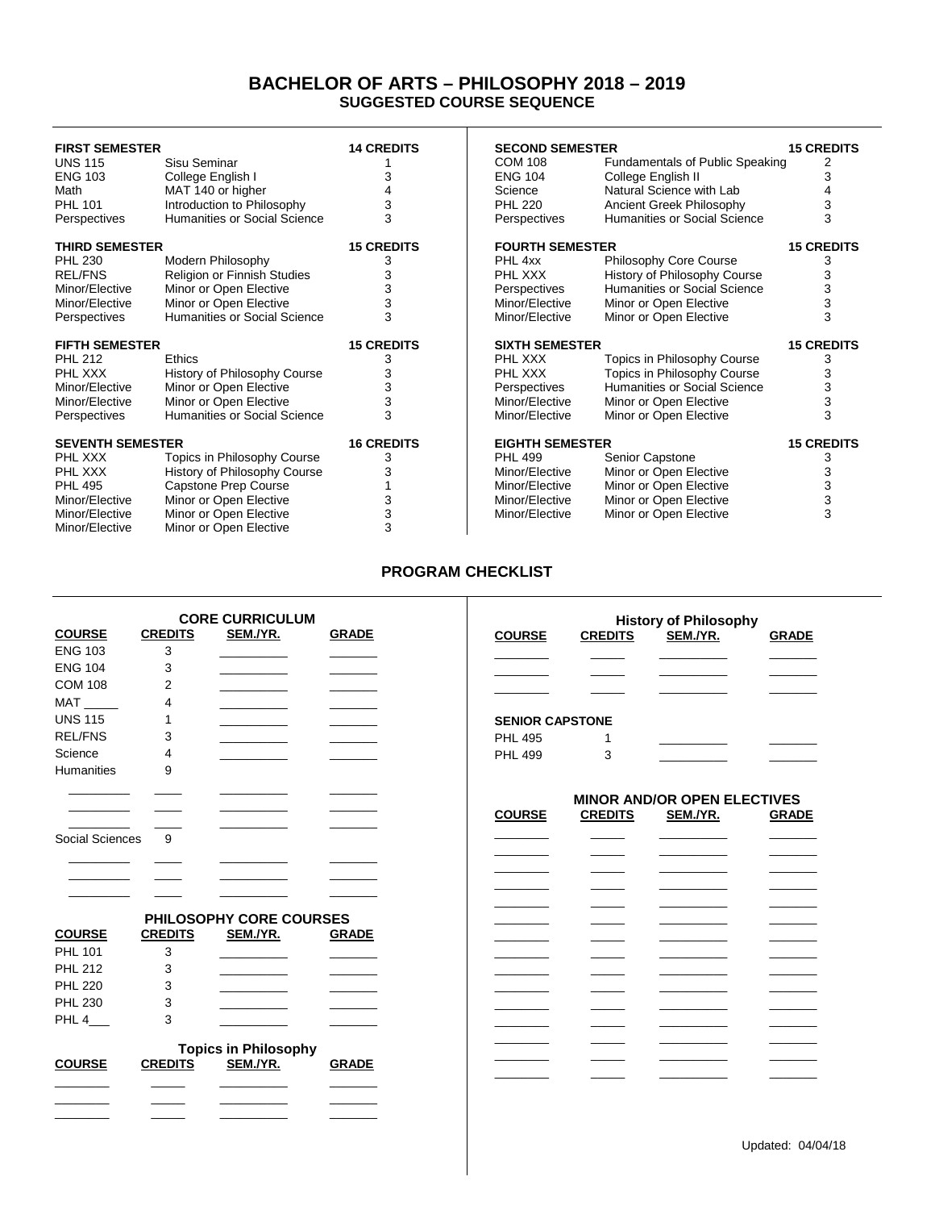# BACHELOR OF ARTS – PHILOSOPHY 2018 – 2019

## SUGGESTED COURSE SEQUENCE

| FIRST SEMESTER | | 14 CREDITS |
|---|---|---|
| UNS 115 | Sisu Seminar | 1 |
| ENG 103 | College English I | 3 |
| Math | MAT 140 or higher | 4 |
| PHL 101 | Introduction to Philosophy | 3 |
| Perspectives | Humanities or Social Science | 3 |

| SECOND SEMESTER | | 15 CREDITS |
|---|---|---|
| COM 108 | Fundamentals of Public Speaking | 2 |
| ENG 104 | College English II | 3 |
| Science | Natural Science with Lab | 4 |
| PHL 220 | Ancient Greek Philosophy | 3 |
| Perspectives | Humanities or Social Science | 3 |

| THIRD SEMESTER | | 15 CREDITS |
|---|---|---|
| PHL 230 | Modern Philosophy | 3 |
| REL/FNS | Religion or Finnish Studies | 3 |
| Minor/Elective | Minor or Open Elective | 3 |
| Minor/Elective | Minor or Open Elective | 3 |
| Perspectives | Humanities or Social Science | 3 |

| FOURTH SEMESTER | | 15 CREDITS |
|---|---|---|
| PHL 4xx | Philosophy Core Course | 3 |
| PHL XXX | History of Philosophy Course | 3 |
| Perspectives | Humanities or Social Science | 3 |
| Minor/Elective | Minor or Open Elective | 3 |
| Minor/Elective | Minor or Open Elective | 3 |

| FIFTH SEMESTER | | 15 CREDITS |
|---|---|---|
| PHL 212 | Ethics | 3 |
| PHL XXX | History of Philosophy Course | 3 |
| Minor/Elective | Minor or Open Elective | 3 |
| Minor/Elective | Minor or Open Elective | 3 |
| Perspectives | Humanities or Social Science | 3 |

| SIXTH SEMESTER | | 15 CREDITS |
|---|---|---|
| PHL XXX | Topics in Philosophy Course | 3 |
| PHL XXX | Topics in Philosophy Course | 3 |
| Perspectives | Humanities or Social Science | 3 |
| Minor/Elective | Minor or Open Elective | 3 |
| Minor/Elective | Minor or Open Elective | 3 |

| SEVENTH SEMESTER | | 16 CREDITS |
|---|---|---|
| PHL XXX | Topics in Philosophy Course | 3 |
| PHL XXX | History of Philosophy Course | 3 |
| PHL 495 | Capstone Prep Course | 1 |
| Minor/Elective | Minor or Open Elective | 3 |
| Minor/Elective | Minor or Open Elective | 3 |
| Minor/Elective | Minor or Open Elective | 3 |

| EIGHTH SEMESTER | | 15 CREDITS |
|---|---|---|
| PHL 499 | Senior Capstone | 3 |
| Minor/Elective | Minor or Open Elective | 3 |
| Minor/Elective | Minor or Open Elective | 3 |
| Minor/Elective | Minor or Open Elective | 3 |
| Minor/Elective | Minor or Open Elective | 3 |

## PROGRAM CHECKLIST

### CORE CURRICULUM

| COURSE | CREDITS | SEM./YR. | GRADE |
|---|---|---|---|
| ENG 103 | 3 | | |
| ENG 104 | 3 | | |
| COM 108 | 2 | | |
| MAT _____ | 4 | | |
| UNS 115 | 1 | | |
| REL/FNS | 3 | | |
| Science | 4 | | |
| Humanities | 9 | | |
| | | | |
| | | | |
| | | | |
| Social Sciences | 9 | | |
| | | | |
| | | | |
| | | | |

### PHILOSOPHY CORE COURSES

| COURSE | CREDITS | SEM./YR. | GRADE |
|---|---|---|---|
| PHL 101 | 3 | | |
| PHL 212 | 3 | | |
| PHL 220 | 3 | | |
| PHL 230 | 3 | | |
| PHL 4___ | 3 | | |

### Topics in Philosophy

| COURSE | CREDITS | SEM./YR. | GRADE |
|---|---|---|---|
| | | | |
| | | | |
| | | | |

### History of Philosophy

| COURSE | CREDITS | SEM./YR. | GRADE |
|---|---|---|---|
| | | | |
| | | | |
| | | | |

### SENIOR CAPSTONE

| COURSE | CREDITS | SEM./YR. | GRADE |
|---|---|---|---|
| PHL 495 | 1 | | |
| PHL 499 | 3 | | |

### MINOR AND/OR OPEN ELECTIVES

| COURSE | CREDITS | SEM./YR. | GRADE |
|---|---|---|---|
| | | | |
| | | | |
| | | | |
| | | | |
| | | | |
| | | | |
| | | | |
| | | | |
| | | | |
| | | | |
| | | | |
| | | | |
| | | | |
| | | | |
| | | | |

Updated: 04/04/18